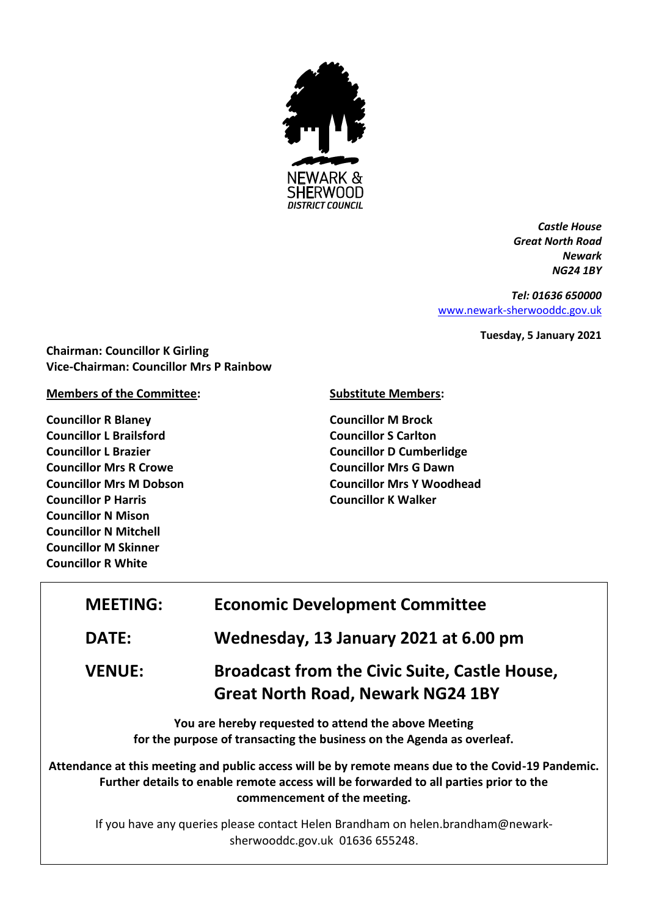NEWARK & SHERWOOD DISTRICT COUNCIL

*Castle House*
*Great North Road*
*Newark*
*NG24 1BY*

*Tel: 01636 650000*
[www.newark-sherwooddc.gov.uk](http://www.newark-sherwooddc.gov.uk)

**Tuesday, 5 January 2021**

**Chairman: Councillor K Girling**
**Vice-Chairman: Councillor Mrs P Rainbow**

**Members of the Committee:**

**Councillor R Blaney**
**Councillor L Brailsford**
**Councillor L Brazier**
**Councillor Mrs R Crowe**
**Councillor Mrs M Dobson**
**Councillor P Harris**
**Councillor N Mison**
**Councillor N Mitchell**
**Councillor M Skinner**
**Councillor R White**

**Substitute Members:**

**Councillor M Brock**
**Councillor S Carlton**
**Councillor D Cumberlidge**
**Councillor Mrs G Dawn**
**Councillor Mrs Y Woodhead**
**Councillor K Walker**

| | |
|---|---|
| **MEETING:** | **Economic Development Committee** |
| **DATE:** | **Wednesday, 13 January 2021 at 6.00 pm** |
| **VENUE:** | **Broadcast from the Civic Suite, Castle House, Great North Road, Newark NG24 1BY** |

**You are hereby requested to attend the above Meeting for the purpose of transacting the business on the Agenda as overleaf.**

**Attendance at this meeting and public access will be by remote means due to the Covid-19 Pandemic. Further details to enable remote access will be forwarded to all parties prior to the commencement of the meeting.**

If you have any queries please contact Helen Brandham on helen.brandham@newark-sherwooddc.gov.uk 01636 655248.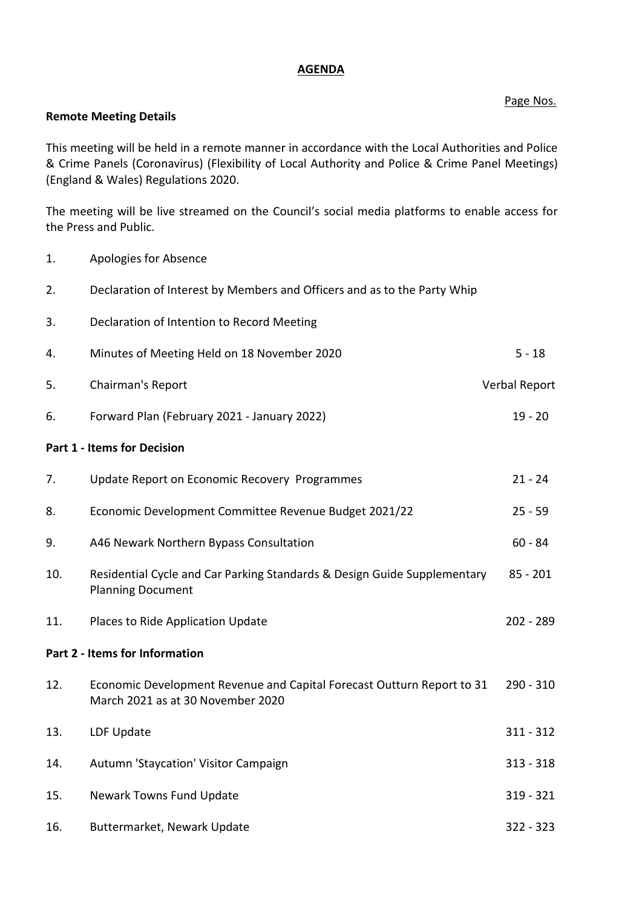# AGENDA

Page Nos.

**Remote Meeting Details**

This meeting will be held in a remote manner in accordance with the Local Authorities and Police & Crime Panels (Coronavirus) (Flexibility of Local Authority and Police & Crime Panel Meetings) (England & Wales) Regulations 2020.

The meeting will be live streamed on the Council's social media platforms to enable access for the Press and Public.

| | | |
|---|---|---|
| 1. | Apologies for Absence | |
| 2. | Declaration of Interest by Members and Officers and as to the Party Whip | |
| 3. | Declaration of Intention to Record Meeting | |
| 4. | Minutes of Meeting Held on 18 November 2020 | 5 - 18 |
| 5. | Chairman's Report | Verbal Report |
| 6. | Forward Plan (February 2021 - January 2022) | 19 - 20 |

**Part 1 - Items for Decision**

| | | |
|---|---|---|
| 7. | Update Report on Economic Recovery Programmes | 21 - 24 |
| 8. | Economic Development Committee Revenue Budget 2021/22 | 25 - 59 |
| 9. | A46 Newark Northern Bypass Consultation | 60 - 84 |
| 10. | Residential Cycle and Car Parking Standards & Design Guide Supplementary Planning Document | 85 - 201 |
| 11. | Places to Ride Application Update | 202 - 289 |

**Part 2 - Items for Information**

| | | |
|---|---|---|
| 12. | Economic Development Revenue and Capital Forecast Outturn Report to 31 March 2021 as at 30 November 2020 | 290 - 310 |
| 13. | LDF Update | 311 - 312 |
| 14. | Autumn 'Staycation' Visitor Campaign | 313 - 318 |
| 15. | Newark Towns Fund Update | 319 - 321 |
| 16. | Buttermarket, Newark Update | 322 - 323 |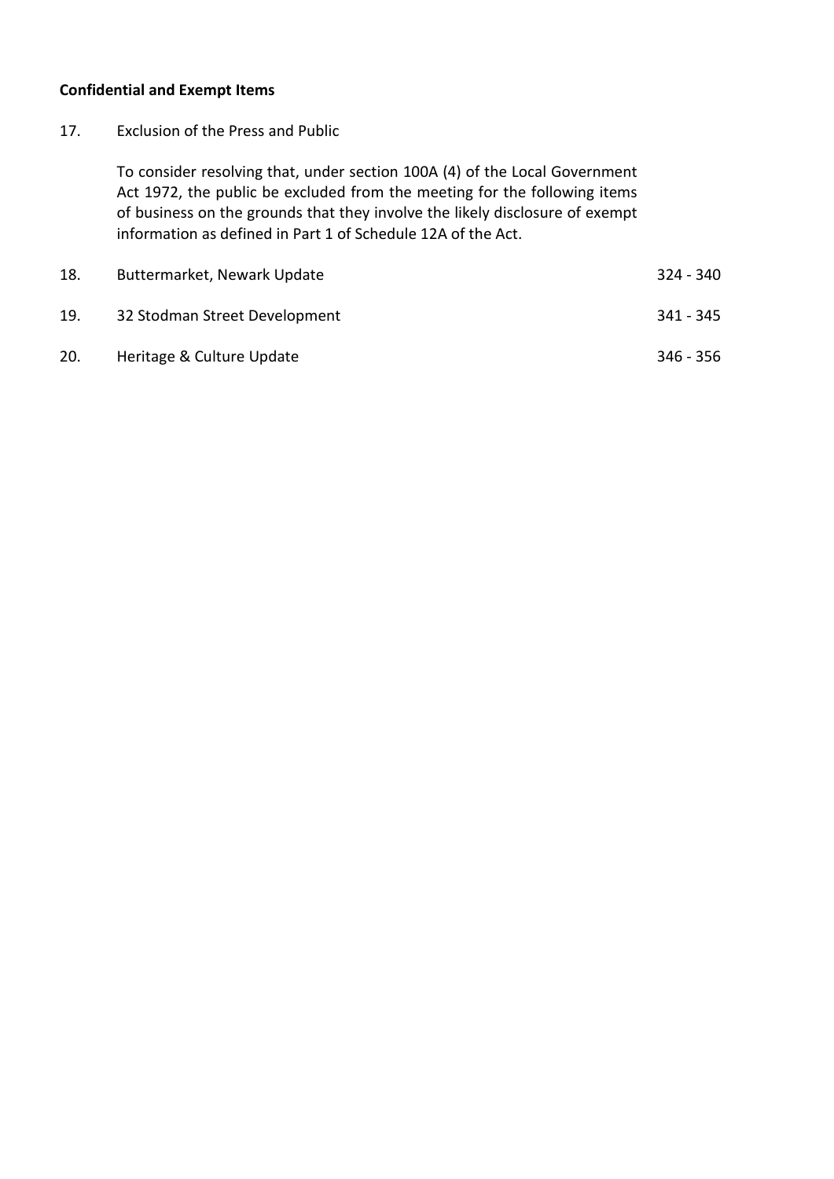**Confidential and Exempt Items**

17. Exclusion of the Press and Public

    To consider resolving that, under section 100A (4) of the Local Government Act 1972, the public be excluded from the meeting for the following items of business on the grounds that they involve the likely disclosure of exempt information as defined in Part 1 of Schedule 12A of the Act.

| | | |
|---|---|---|
| 18. | Buttermarket, Newark Update | 324 - 340 |
| 19. | 32 Stodman Street Development | 341 - 345 |
| 20. | Heritage & Culture Update | 346 - 356 |